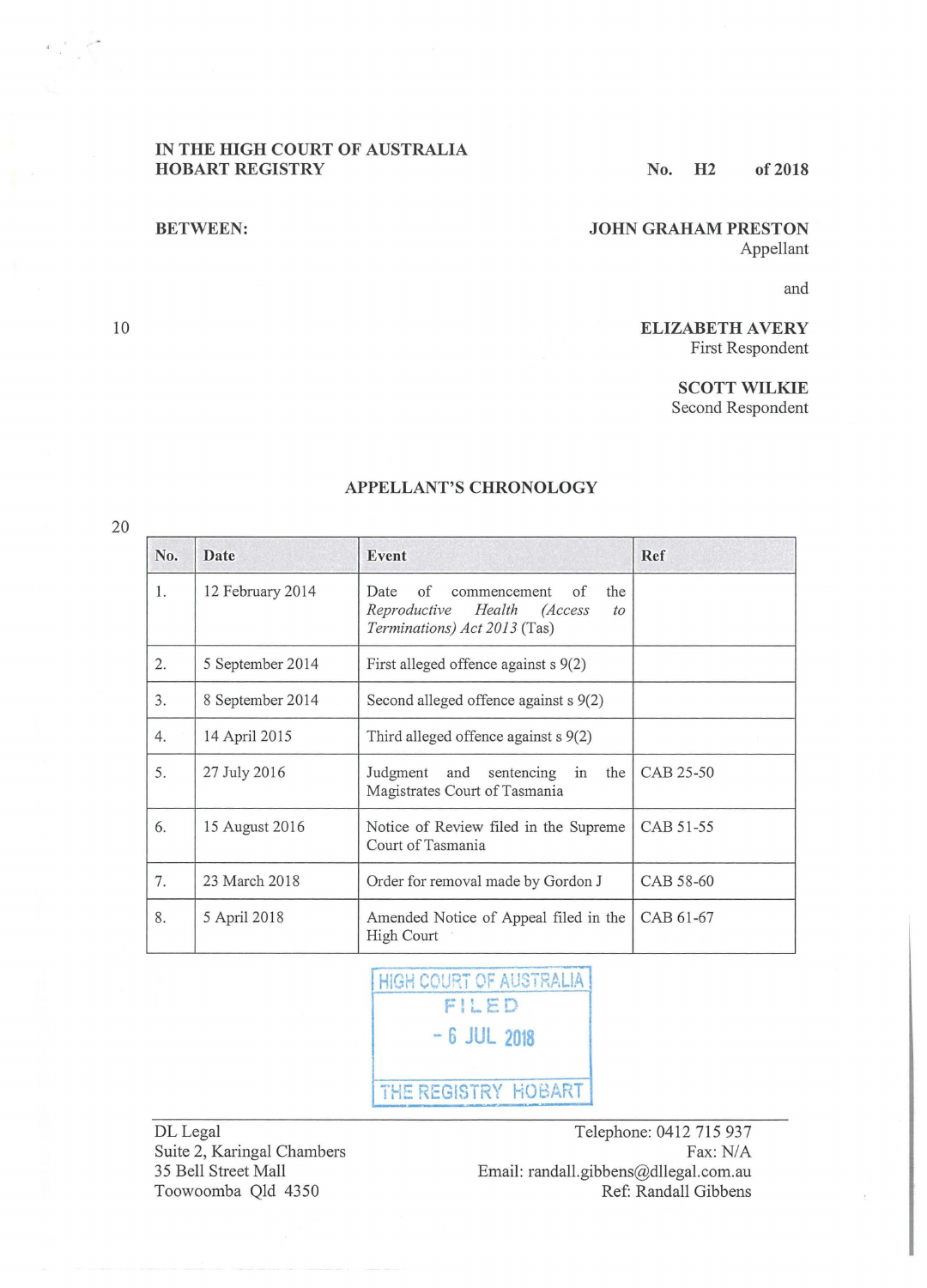IN THE HIGH COURT OF AUSTRALIA
HOBART REGISTRY

No. H2 of 2018

BETWEEN:

**JOHN GRAHAM PRESTON**
Appellant

and

**ELIZABETH AVERY**
First Respondent

**SCOTT WILKIE**
Second Respondent

## APPELLANT'S CHRONOLOGY

| No. | Date | Event | Ref |
|---|---|---|---|
| 1. | 12 February 2014 | Date of commencement of the *Reproductive Health (Access to Terminations) Act 2013* (Tas) | |
| 2. | 5 September 2014 | First alleged offence against s 9(2) | |
| 3. | 8 September 2014 | Second alleged offence against s 9(2) | |
| 4. | 14 April 2015 | Third alleged offence against s 9(2) | |
| 5. | 27 July 2016 | Judgment and sentencing in the Magistrates Court of Tasmania | CAB 25-50 |
| 6. | 15 August 2016 | Notice of Review filed in the Supreme Court of Tasmania | CAB 51-55 |
| 7. | 23 March 2018 | Order for removal made by Gordon J | CAB 58-60 |
| 8. | 5 April 2018 | Amended Notice of Appeal filed in the High Court | CAB 61-67 |

HIGH COURT OF AUSTRALIA
FILED
- 6 JUL 2018
THE REGISTRY HOBART

DL Legal
Suite 2, Karingal Chambers
35 Bell Street Mall
Toowoomba Qld 4350

Telephone: 0412 715 937
Fax: N/A
Email: randall.gibbens@dllegal.com.au
Ref: Randall Gibbens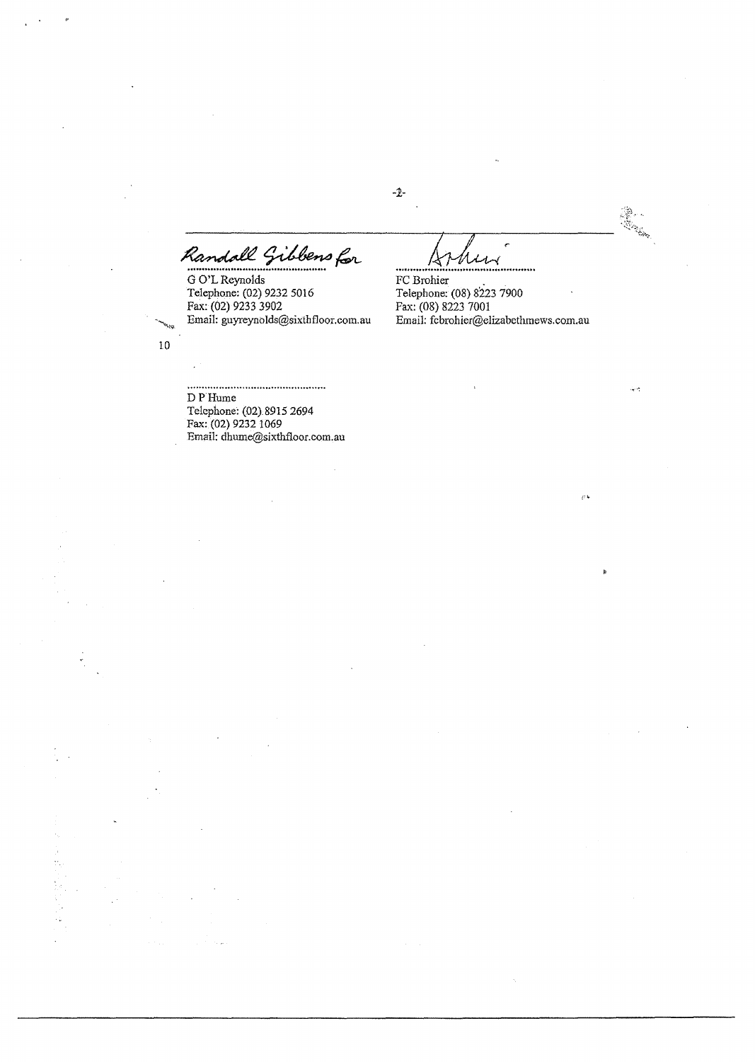Randall Gibbens for

..................................................

G O'L Reynolds
Telephone: (02) 9232 5016
Fax: (02) 9233 3902
Email: guyreynolds@sixthfloor.com.au

..................................................

FC Brohier
Telephone: (08) 8223 7900
Fax: (08) 8223 7001
Email: fcbrohier@elizabethmews.com.au

10

..................................................

D P Hume
Telephone: (02) 8915 2694
Fax: (02) 9232 1069
Email: dhume@sixthfloor.com.au